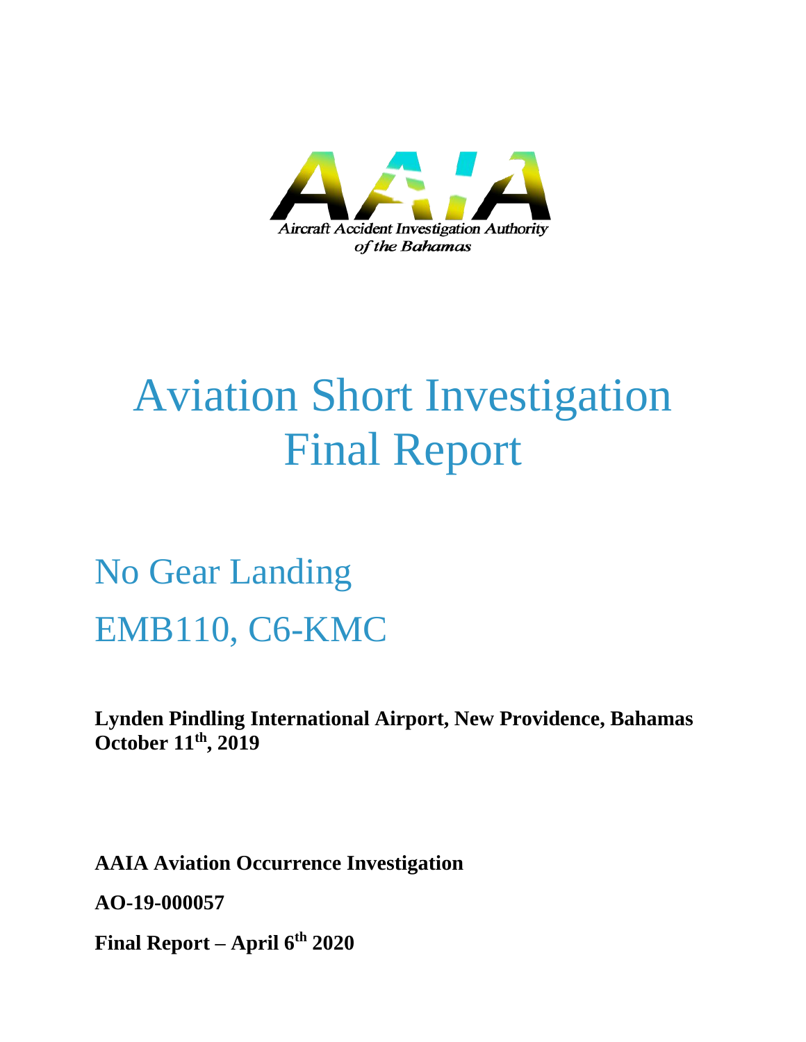AAIA

*Aircraft Accident Investigation Authority of the Bahamas*

# Aviation Short Investigation Final Report

## No Gear Landing

## EMB110, C6-KMC

**Lynden Pindling International Airport, New Providence, Bahamas**
**October 11th, 2019**

**AAIA Aviation Occurrence Investigation**

**AO-19-000057**

**Final Report – April 6th 2020**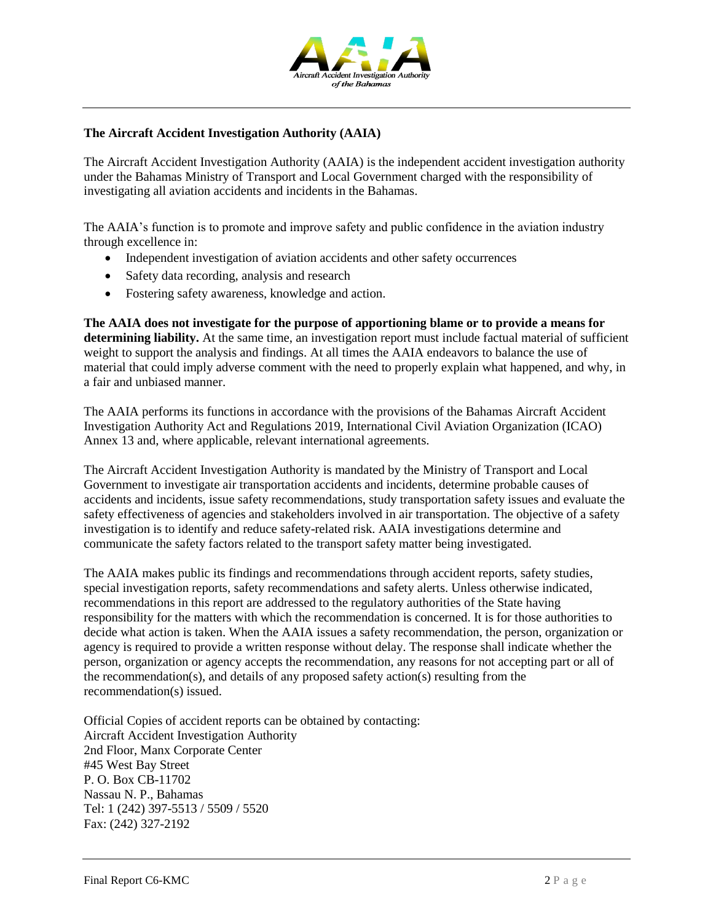## The Aircraft Accident Investigation Authority (AAIA)

The Aircraft Accident Investigation Authority (AAIA) is the independent accident investigation authority under the Bahamas Ministry of Transport and Local Government charged with the responsibility of investigating all aviation accidents and incidents in the Bahamas.

The AAIA's function is to promote and improve safety and public confidence in the aviation industry through excellence in:

- Independent investigation of aviation accidents and other safety occurrences
- Safety data recording, analysis and research
- Fostering safety awareness, knowledge and action.

**The AAIA does not investigate for the purpose of apportioning blame or to provide a means for determining liability.** At the same time, an investigation report must include factual material of sufficient weight to support the analysis and findings. At all times the AAIA endeavors to balance the use of material that could imply adverse comment with the need to properly explain what happened, and why, in a fair and unbiased manner.

The AAIA performs its functions in accordance with the provisions of the Bahamas Aircraft Accident Investigation Authority Act and Regulations 2019, International Civil Aviation Organization (ICAO) Annex 13 and, where applicable, relevant international agreements.

The Aircraft Accident Investigation Authority is mandated by the Ministry of Transport and Local Government to investigate air transportation accidents and incidents, determine probable causes of accidents and incidents, issue safety recommendations, study transportation safety issues and evaluate the safety effectiveness of agencies and stakeholders involved in air transportation. The objective of a safety investigation is to identify and reduce safety-related risk. AAIA investigations determine and communicate the safety factors related to the transport safety matter being investigated.

The AAIA makes public its findings and recommendations through accident reports, safety studies, special investigation reports, safety recommendations and safety alerts. Unless otherwise indicated, recommendations in this report are addressed to the regulatory authorities of the State having responsibility for the matters with which the recommendation is concerned. It is for those authorities to decide what action is taken. When the AAIA issues a safety recommendation, the person, organization or agency is required to provide a written response without delay. The response shall indicate whether the person, organization or agency accepts the recommendation, any reasons for not accepting part or all of the recommendation(s), and details of any proposed safety action(s) resulting from the recommendation(s) issued.

Official Copies of accident reports can be obtained by contacting:
Aircraft Accident Investigation Authority
2nd Floor, Manx Corporate Center
#45 West Bay Street
P. O. Box CB-11702
Nassau N. P., Bahamas
Tel: 1 (242) 397-5513 / 5509 / 5520
Fax: (242) 327-2192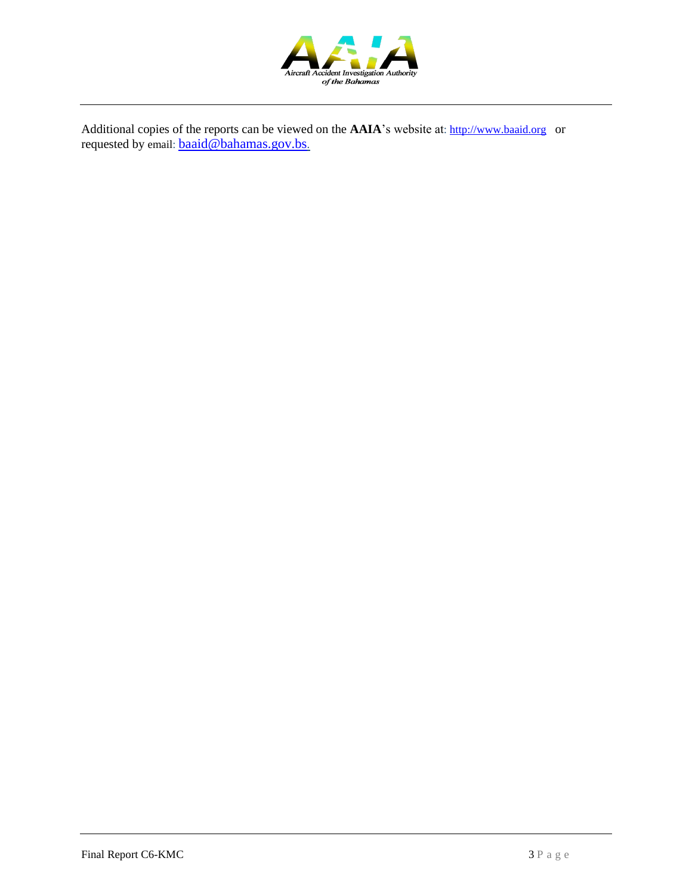Additional copies of the reports can be viewed on the **AAIA**'s website at: http://www.baaid.org or requested by email: baaid@bahamas.gov.bs.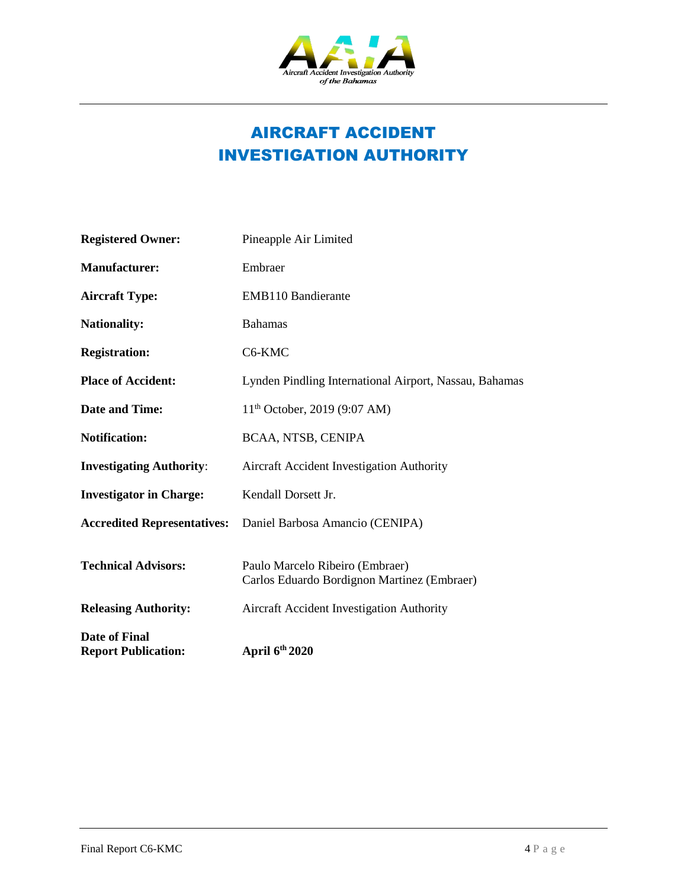# AIRCRAFT ACCIDENT INVESTIGATION AUTHORITY

| | |
|---|---|
| **Registered Owner:** | Pineapple Air Limited |
| **Manufacturer:** | Embraer |
| **Aircraft Type:** | EMB110 Bandierante |
| **Nationality:** | Bahamas |
| **Registration:** | C6-KMC |
| **Place of Accident:** | Lynden Pindling International Airport, Nassau, Bahamas |
| **Date and Time:** | 11th October, 2019 (9:07 AM) |
| **Notification:** | BCAA, NTSB, CENIPA |
| **Investigating Authority:** | Aircraft Accident Investigation Authority |
| **Investigator in Charge:** | Kendall Dorsett Jr. |
| **Accredited Representatives:** | Daniel Barbosa Amancio (CENIPA) |
| **Technical Advisors:** | Paulo Marcelo Ribeiro (Embraer)<br>Carlos Eduardo Bordignon Martinez (Embraer) |
| **Releasing Authority:** | Aircraft Accident Investigation Authority |
| **Date of Final Report Publication:** | **April 6th 2020** |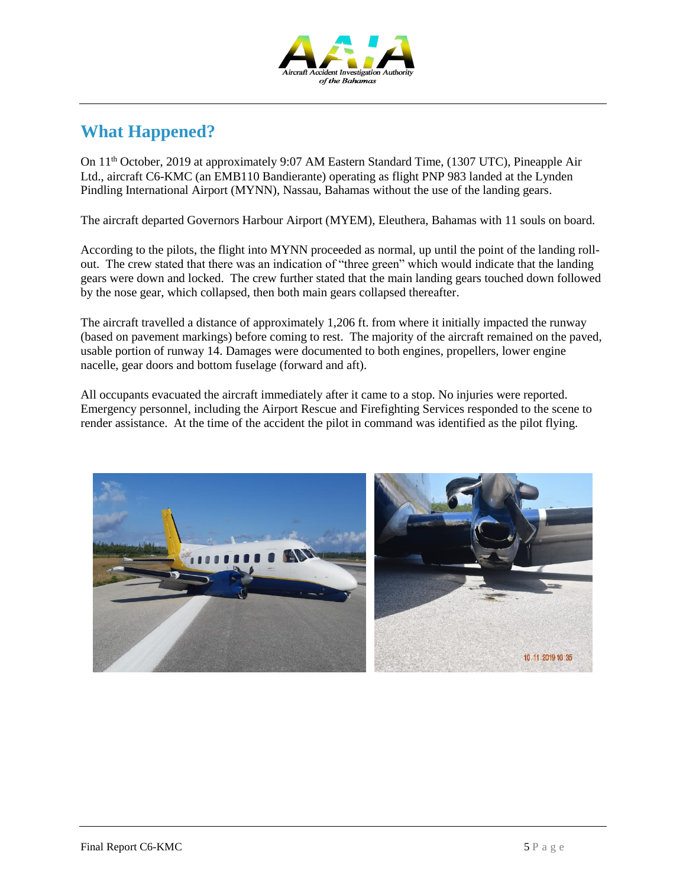## What Happened?

On 11th October, 2019 at approximately 9:07 AM Eastern Standard Time, (1307 UTC), Pineapple Air Ltd., aircraft C6-KMC (an EMB110 Bandierante) operating as flight PNP 983 landed at the Lynden Pindling International Airport (MYNN), Nassau, Bahamas without the use of the landing gears.

The aircraft departed Governors Harbour Airport (MYEM), Eleuthera, Bahamas with 11 souls on board.

According to the pilots, the flight into MYNN proceeded as normal, up until the point of the landing roll-out. The crew stated that there was an indication of "three green" which would indicate that the landing gears were down and locked. The crew further stated that the main landing gears touched down followed by the nose gear, which collapsed, then both main gears collapsed thereafter.

The aircraft travelled a distance of approximately 1,206 ft. from where it initially impacted the runway (based on pavement markings) before coming to rest. The majority of the aircraft remained on the paved, usable portion of runway 14. Damages were documented to both engines, propellers, lower engine nacelle, gear doors and bottom fuselage (forward and aft).

All occupants evacuated the aircraft immediately after it came to a stop. No injuries were reported. Emergency personnel, including the Airport Rescue and Firefighting Services responded to the scene to render assistance. At the time of the accident the pilot in command was identified as the pilot flying.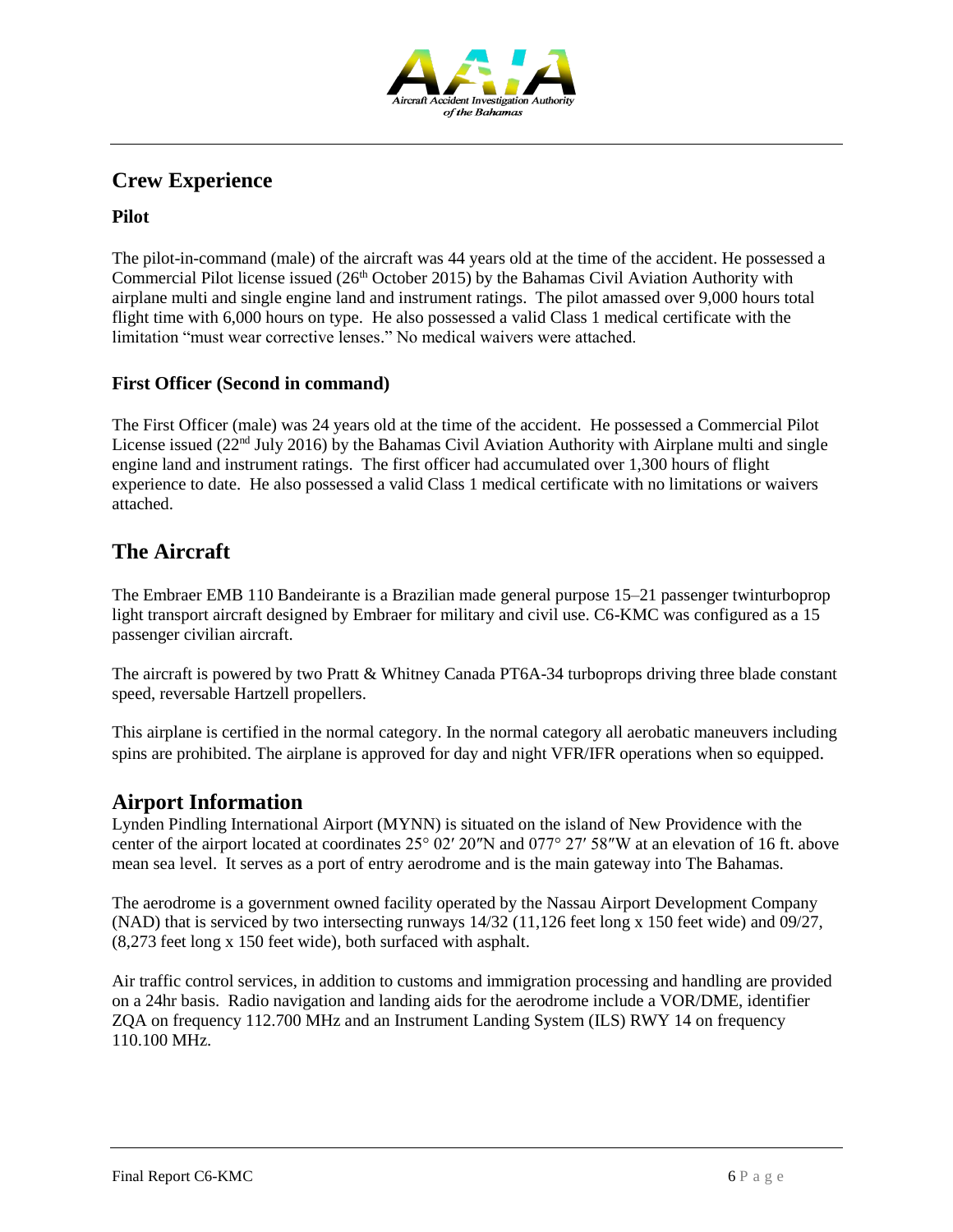## Crew Experience

### Pilot

The pilot-in-command (male) of the aircraft was 44 years old at the time of the accident. He possessed a Commercial Pilot license issued (26th October 2015) by the Bahamas Civil Aviation Authority with airplane multi and single engine land and instrument ratings. The pilot amassed over 9,000 hours total flight time with 6,000 hours on type. He also possessed a valid Class 1 medical certificate with the limitation "must wear corrective lenses." No medical waivers were attached.

### First Officer (Second in command)

The First Officer (male) was 24 years old at the time of the accident. He possessed a Commercial Pilot License issued (22nd July 2016) by the Bahamas Civil Aviation Authority with Airplane multi and single engine land and instrument ratings. The first officer had accumulated over 1,300 hours of flight experience to date. He also possessed a valid Class 1 medical certificate with no limitations or waivers attached.

## The Aircraft

The Embraer EMB 110 Bandeirante is a Brazilian made general purpose 15–21 passenger twinturboprop light transport aircraft designed by Embraer for military and civil use. C6-KMC was configured as a 15 passenger civilian aircraft.

The aircraft is powered by two Pratt & Whitney Canada PT6A-34 turboprops driving three blade constant speed, reversable Hartzell propellers.

This airplane is certified in the normal category. In the normal category all aerobatic maneuvers including spins are prohibited. The airplane is approved for day and night VFR/IFR operations when so equipped.

## Airport Information

Lynden Pindling International Airport (MYNN) is situated on the island of New Providence with the center of the airport located at coordinates 25° 02′ 20″N and 077° 27′ 58″W at an elevation of 16 ft. above mean sea level. It serves as a port of entry aerodrome and is the main gateway into The Bahamas.

The aerodrome is a government owned facility operated by the Nassau Airport Development Company (NAD) that is serviced by two intersecting runways 14/32 (11,126 feet long x 150 feet wide) and 09/27, (8,273 feet long x 150 feet wide), both surfaced with asphalt.

Air traffic control services, in addition to customs and immigration processing and handling are provided on a 24hr basis. Radio navigation and landing aids for the aerodrome include a VOR/DME, identifier ZQA on frequency 112.700 MHz and an Instrument Landing System (ILS) RWY 14 on frequency 110.100 MHz.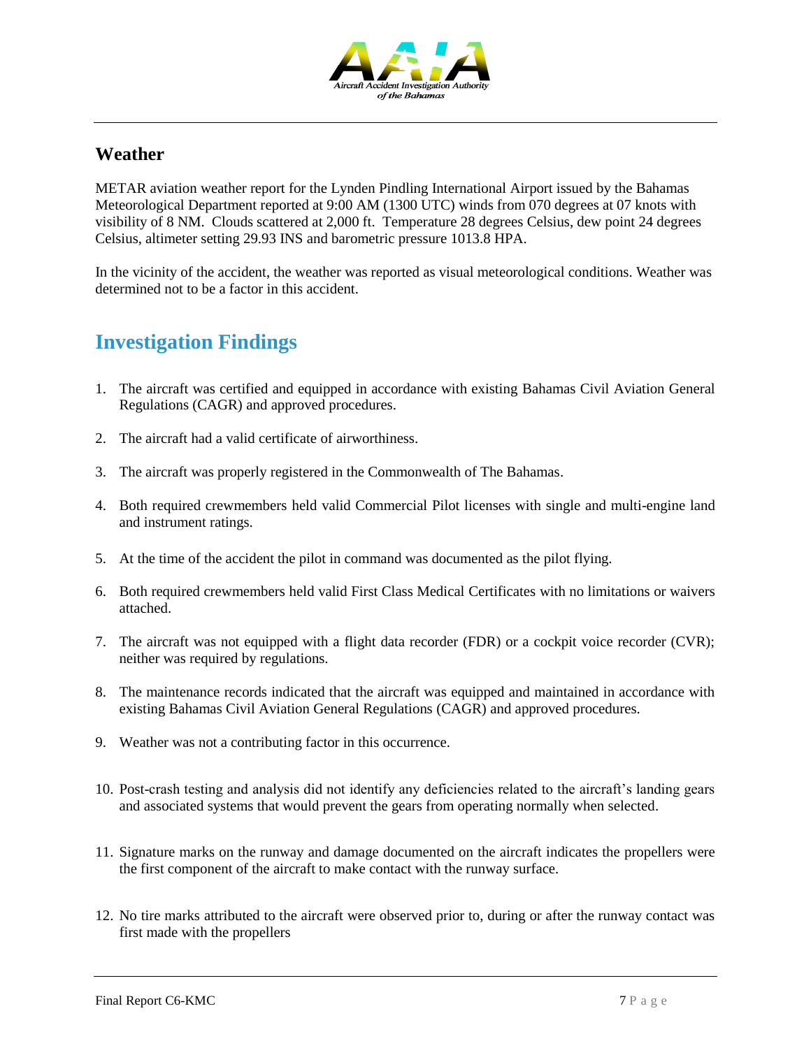## Weather

METAR aviation weather report for the Lynden Pindling International Airport issued by the Bahamas Meteorological Department reported at 9:00 AM (1300 UTC) winds from 070 degrees at 07 knots with visibility of 8 NM. Clouds scattered at 2,000 ft. Temperature 28 degrees Celsius, dew point 24 degrees Celsius, altimeter setting 29.93 INS and barometric pressure 1013.8 HPA.

In the vicinity of the accident, the weather was reported as visual meteorological conditions. Weather was determined not to be a factor in this accident.

# Investigation Findings

1. The aircraft was certified and equipped in accordance with existing Bahamas Civil Aviation General Regulations (CAGR) and approved procedures.

2. The aircraft had a valid certificate of airworthiness.

3. The aircraft was properly registered in the Commonwealth of The Bahamas.

4. Both required crewmembers held valid Commercial Pilot licenses with single and multi-engine land and instrument ratings.

5. At the time of the accident the pilot in command was documented as the pilot flying.

6. Both required crewmembers held valid First Class Medical Certificates with no limitations or waivers attached.

7. The aircraft was not equipped with a flight data recorder (FDR) or a cockpit voice recorder (CVR); neither was required by regulations.

8. The maintenance records indicated that the aircraft was equipped and maintained in accordance with existing Bahamas Civil Aviation General Regulations (CAGR) and approved procedures.

9. Weather was not a contributing factor in this occurrence.

10. Post-crash testing and analysis did not identify any deficiencies related to the aircraft's landing gears and associated systems that would prevent the gears from operating normally when selected.

11. Signature marks on the runway and damage documented on the aircraft indicates the propellers were the first component of the aircraft to make contact with the runway surface.

12. No tire marks attributed to the aircraft were observed prior to, during or after the runway contact was first made with the propellers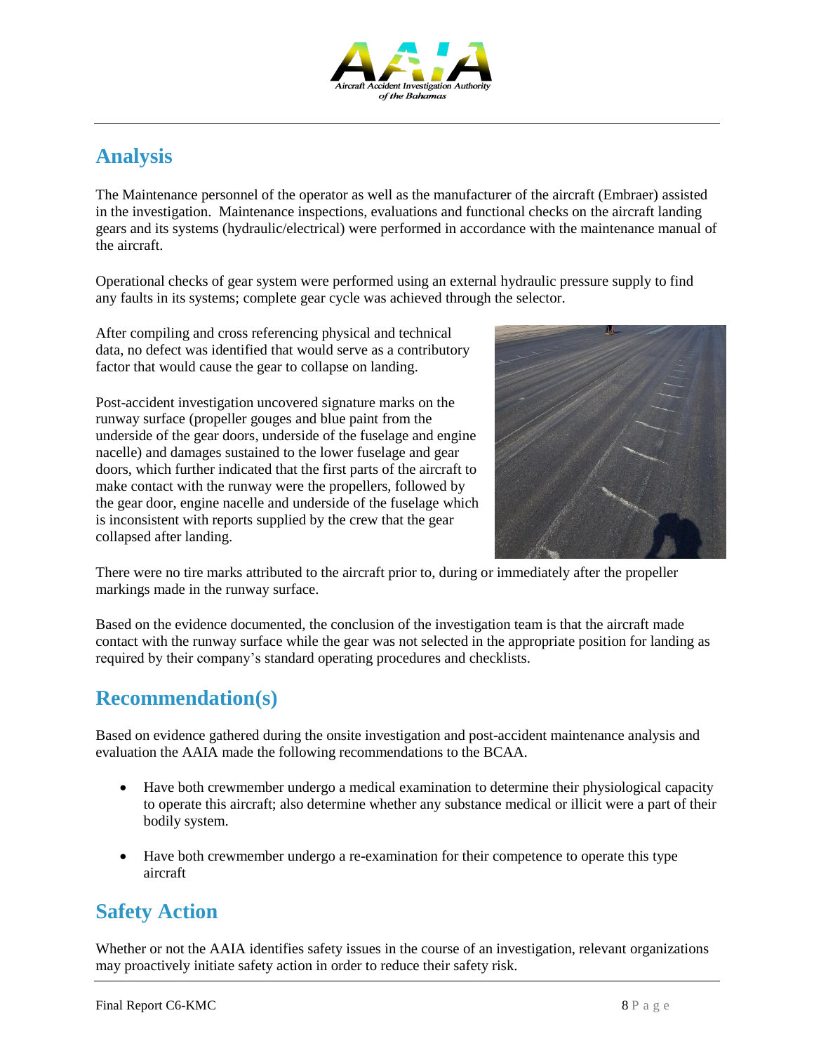## Analysis

The Maintenance personnel of the operator as well as the manufacturer of the aircraft (Embraer) assisted in the investigation. Maintenance inspections, evaluations and functional checks on the aircraft landing gears and its systems (hydraulic/electrical) were performed in accordance with the maintenance manual of the aircraft.

Operational checks of gear system were performed using an external hydraulic pressure supply to find any faults in its systems; complete gear cycle was achieved through the selector.

After compiling and cross referencing physical and technical data, no defect was identified that would serve as a contributory factor that would cause the gear to collapse on landing.

Post-accident investigation uncovered signature marks on the runway surface (propeller gouges and blue paint from the underside of the gear doors, underside of the fuselage and engine nacelle) and damages sustained to the lower fuselage and gear doors, which further indicated that the first parts of the aircraft to make contact with the runway were the propellers, followed by the gear door, engine nacelle and underside of the fuselage which is inconsistent with reports supplied by the crew that the gear collapsed after landing.

There were no tire marks attributed to the aircraft prior to, during or immediately after the propeller markings made in the runway surface.

Based on the evidence documented, the conclusion of the investigation team is that the aircraft made contact with the runway surface while the gear was not selected in the appropriate position for landing as required by their company's standard operating procedures and checklists.

## Recommendation(s)

Based on evidence gathered during the onsite investigation and post-accident maintenance analysis and evaluation the AAIA made the following recommendations to the BCAA.

- Have both crewmember undergo a medical examination to determine their physiological capacity to operate this aircraft; also determine whether any substance medical or illicit were a part of their bodily system.
- Have both crewmember undergo a re-examination for their competence to operate this type aircraft

## Safety Action

Whether or not the AAIA identifies safety issues in the course of an investigation, relevant organizations may proactively initiate safety action in order to reduce their safety risk.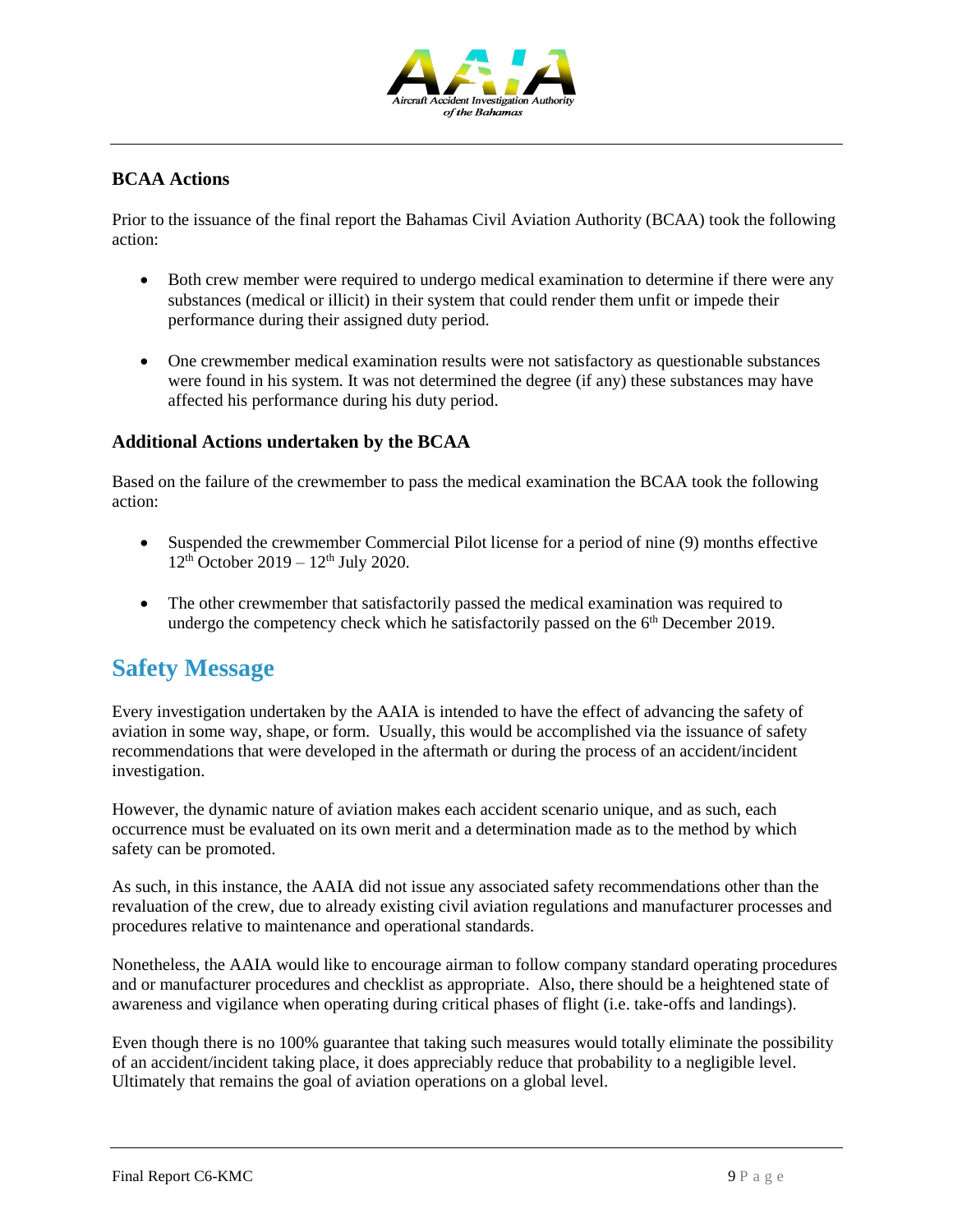### BCAA Actions

Prior to the issuance of the final report the Bahamas Civil Aviation Authority (BCAA) took the following action:

- Both crew member were required to undergo medical examination to determine if there were any substances (medical or illicit) in their system that could render them unfit or impede their performance during their assigned duty period.
- One crewmember medical examination results were not satisfactory as questionable substances were found in his system. It was not determined the degree (if any) these substances may have affected his performance during his duty period.

### Additional Actions undertaken by the BCAA

Based on the failure of the crewmember to pass the medical examination the BCAA took the following action:

- Suspended the crewmember Commercial Pilot license for a period of nine (9) months effective 12th October 2019 – 12th July 2020.
- The other crewmember that satisfactorily passed the medical examination was required to undergo the competency check which he satisfactorily passed on the 6th December 2019.

## Safety Message

Every investigation undertaken by the AAIA is intended to have the effect of advancing the safety of aviation in some way, shape, or form. Usually, this would be accomplished via the issuance of safety recommendations that were developed in the aftermath or during the process of an accident/incident investigation.

However, the dynamic nature of aviation makes each accident scenario unique, and as such, each occurrence must be evaluated on its own merit and a determination made as to the method by which safety can be promoted.

As such, in this instance, the AAIA did not issue any associated safety recommendations other than the revaluation of the crew, due to already existing civil aviation regulations and manufacturer processes and procedures relative to maintenance and operational standards.

Nonetheless, the AAIA would like to encourage airman to follow company standard operating procedures and or manufacturer procedures and checklist as appropriate. Also, there should be a heightened state of awareness and vigilance when operating during critical phases of flight (i.e. take-offs and landings).

Even though there is no 100% guarantee that taking such measures would totally eliminate the possibility of an accident/incident taking place, it does appreciably reduce that probability to a negligible level. Ultimately that remains the goal of aviation operations on a global level.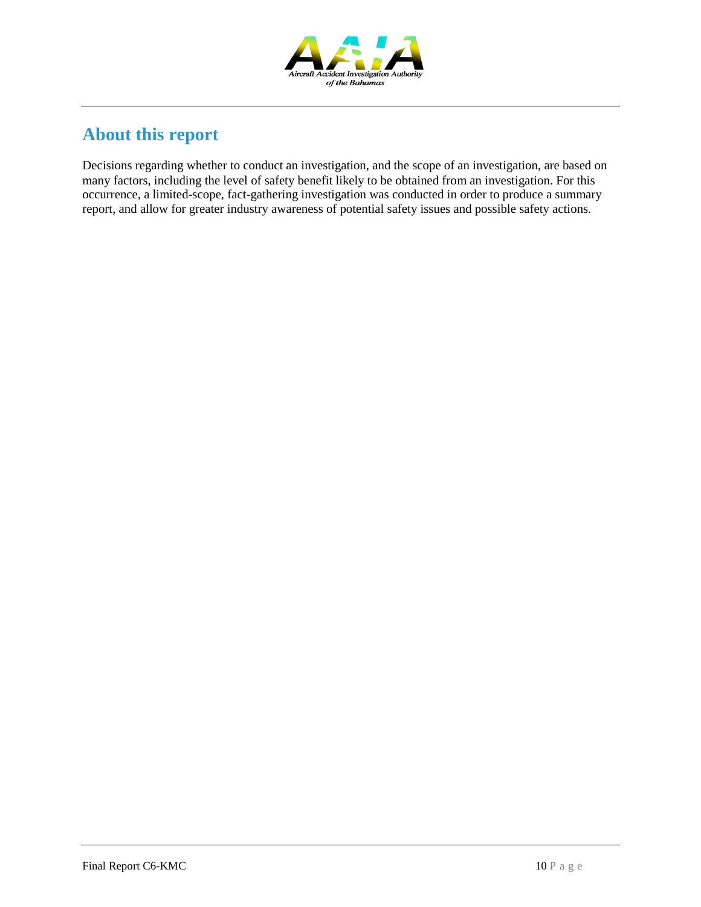## About this report

Decisions regarding whether to conduct an investigation, and the scope of an investigation, are based on many factors, including the level of safety benefit likely to be obtained from an investigation. For this occurrence, a limited-scope, fact-gathering investigation was conducted in order to produce a summary report, and allow for greater industry awareness of potential safety issues and possible safety actions.